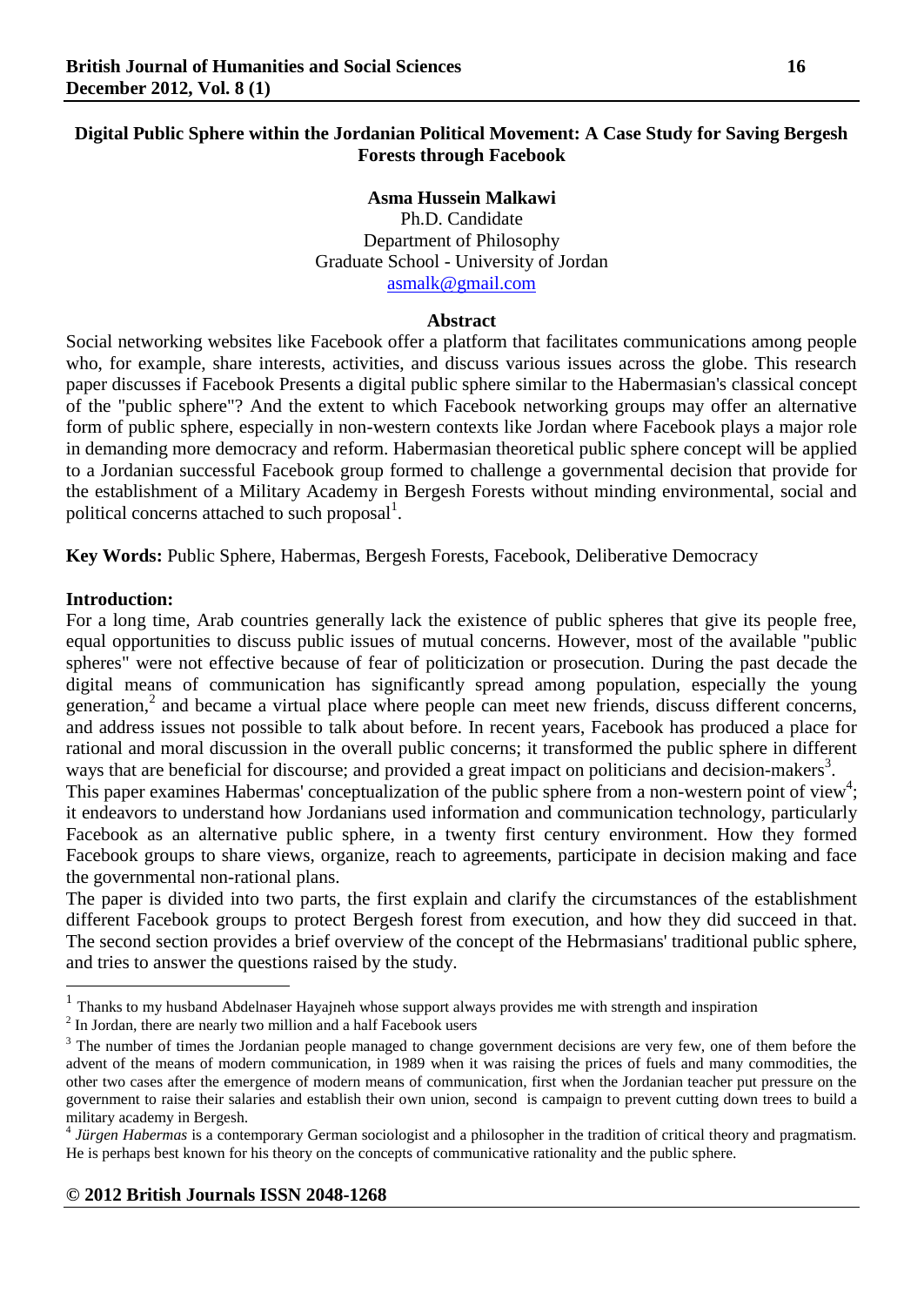# Digital Public Sphere within the Jordanian Political Movement: A Case Study for Saving Bergesh Forests through Facebook

**Asma Hussein Malkawi**
Ph.D. Candidate
Department of Philosophy
Graduate School - University of Jordan
asmalk@gmail.com

## Abstract

Social networking websites like Facebook offer a platform that facilitates communications among people who, for example, share interests, activities, and discuss various issues across the globe. This research paper discusses if Facebook Presents a digital public sphere similar to the Habermasian's classical concept of the "public sphere"? And the extent to which Facebook networking groups may offer an alternative form of public sphere, especially in non-western contexts like Jordan where Facebook plays a major role in demanding more democracy and reform. Habermasian theoretical public sphere concept will be applied to a Jordanian successful Facebook group formed to challenge a governmental decision that provide for the establishment of a Military Academy in Bergesh Forests without minding environmental, social and political concerns attached to such proposal[1].

**Key Words:** Public Sphere, Habermas, Bergesh Forests, Facebook, Deliberative Democracy

## Introduction:

For a long time, Arab countries generally lack the existence of public spheres that give its people free, equal opportunities to discuss public issues of mutual concerns. However, most of the available "public spheres" were not effective because of fear of politicization or prosecution. During the past decade the digital means of communication has significantly spread among population, especially the young generation,[2] and became a virtual place where people can meet new friends, discuss different concerns, and address issues not possible to talk about before. In recent years, Facebook has produced a place for rational and moral discussion in the overall public concerns; it transformed the public sphere in different ways that are beneficial for discourse; and provided a great impact on politicians and decision-makers[3].

This paper examines Habermas' conceptualization of the public sphere from a non-western point of view[4]; it endeavors to understand how Jordanians used information and communication technology, particularly Facebook as an alternative public sphere, in a twenty first century environment. How they formed Facebook groups to share views, organize, reach to agreements, participate in decision making and face the governmental non-rational plans.

The paper is divided into two parts, the first explain and clarify the circumstances of the establishment different Facebook groups to protect Bergesh forest from execution, and how they did succeed in that. The second section provides a brief overview of the concept of the Hebrmasians' traditional public sphere, and tries to answer the questions raised by the study.

---

[1] Thanks to my husband Abdelnaser Hayajneh whose support always provides me with strength and inspiration

[2] In Jordan, there are nearly two million and a half Facebook users

[3] The number of times the Jordanian people managed to change government decisions are very few, one of them before the advent of the means of modern communication, in 1989 when it was raising the prices of fuels and many commodities, the other two cases after the emergence of modern means of communication, first when the Jordanian teacher put pressure on the government to raise their salaries and establish their own union, second is campaign to prevent cutting down trees to build a military academy in Bergesh.

[4] *Jürgen Habermas* is a contemporary German sociologist and a philosopher in the tradition of critical theory and pragmatism. He is perhaps best known for his theory on the concepts of communicative rationality and the public sphere.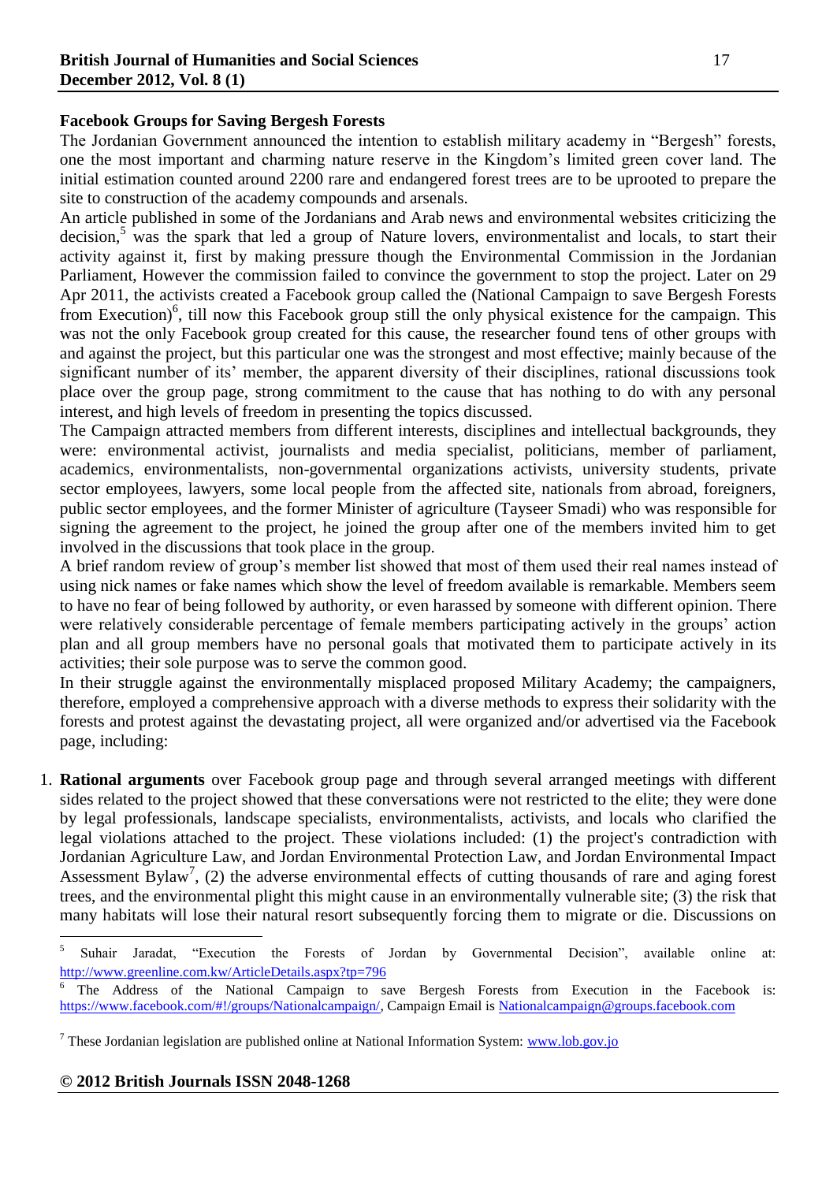**Facebook Groups for Saving Bergesh Forests**

The Jordanian Government announced the intention to establish military academy in "Bergesh" forests, one the most important and charming nature reserve in the Kingdom's limited green cover land. The initial estimation counted around 2200 rare and endangered forest trees are to be uprooted to prepare the site to construction of the academy compounds and arsenals.

An article published in some of the Jordanians and Arab news and environmental websites criticizing the decision,[5] was the spark that led a group of Nature lovers, environmentalist and locals, to start their activity against it, first by making pressure though the Environmental Commission in the Jordanian Parliament, However the commission failed to convince the government to stop the project. Later on 29 Apr 2011, the activists created a Facebook group called the (National Campaign to save Bergesh Forests from Execution)[6], till now this Facebook group still the only physical existence for the campaign. This was not the only Facebook group created for this cause, the researcher found tens of other groups with and against the project, but this particular one was the strongest and most effective; mainly because of the significant number of its' member, the apparent diversity of their disciplines, rational discussions took place over the group page, strong commitment to the cause that has nothing to do with any personal interest, and high levels of freedom in presenting the topics discussed.

The Campaign attracted members from different interests, disciplines and intellectual backgrounds, they were: environmental activist, journalists and media specialist, politicians, member of parliament, academics, environmentalists, non-governmental organizations activists, university students, private sector employees, lawyers, some local people from the affected site, nationals from abroad, foreigners, public sector employees, and the former Minister of agriculture (Tayseer Smadi) who was responsible for signing the agreement to the project, he joined the group after one of the members invited him to get involved in the discussions that took place in the group.

A brief random review of group's member list showed that most of them used their real names instead of using nick names or fake names which show the level of freedom available is remarkable. Members seem to have no fear of being followed by authority, or even harassed by someone with different opinion. There were relatively considerable percentage of female members participating actively in the groups' action plan and all group members have no personal goals that motivated them to participate actively in its activities; their sole purpose was to serve the common good.

In their struggle against the environmentally misplaced proposed Military Academy; the campaigners, therefore, employed a comprehensive approach with a diverse methods to express their solidarity with the forests and protest against the devastating project, all were organized and/or advertised via the Facebook page, including:

1. **Rational arguments** over Facebook group page and through several arranged meetings with different sides related to the project showed that these conversations were not restricted to the elite; they were done by legal professionals, landscape specialists, environmentalists, activists, and locals who clarified the legal violations attached to the project. These violations included: (1) the project's contradiction with Jordanian Agriculture Law, and Jordan Environmental Protection Law, and Jordan Environmental Impact Assessment Bylaw[7], (2) the adverse environmental effects of cutting thousands of rare and aging forest trees, and the environmental plight this might cause in an environmentally vulnerable site; (3) the risk that many habitats will lose their natural resort subsequently forcing them to migrate or die. Discussions on

---

[5] Suhair Jaradat, "Execution the Forests of Jordan by Governmental Decision", available online at: http://www.greenline.com.kw/ArticleDetails.aspx?tp=796

[6] The Address of the National Campaign to save Bergesh Forests from Execution in the Facebook is: https://www.facebook.com/#!/groups/Nationalcampaign/, Campaign Email is Nationalcampaign@groups.facebook.com

[7] These Jordanian legislation are published online at National Information System: www.lob.gov.jo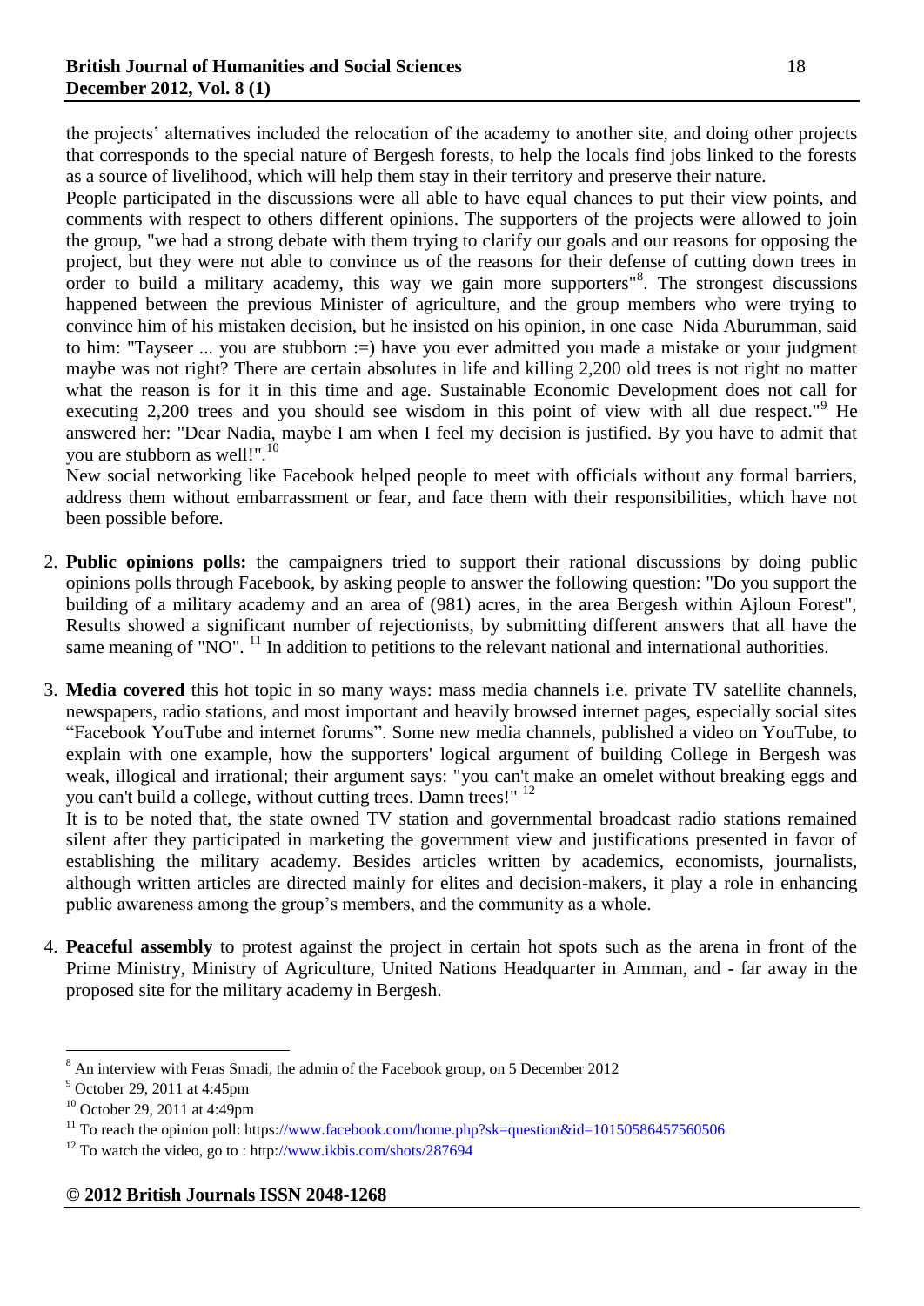the projects' alternatives included the relocation of the academy to another site, and doing other projects that corresponds to the special nature of Bergesh forests, to help the locals find jobs linked to the forests as a source of livelihood, which will help them stay in their territory and preserve their nature.

People participated in the discussions were all able to have equal chances to put their view points, and comments with respect to others different opinions. The supporters of the projects were allowed to join the group, "we had a strong debate with them trying to clarify our goals and our reasons for opposing the project, but they were not able to convince us of the reasons for their defense of cutting down trees in order to build a military academy, this way we gain more supporters"[8]. The strongest discussions happened between the previous Minister of agriculture, and the group members who were trying to convince him of his mistaken decision, but he insisted on his opinion, in one case Nida Aburumman, said to him: "Tayseer ... you are stubborn :=) have you ever admitted you made a mistake or your judgment maybe was not right? There are certain absolutes in life and killing 2,200 old trees is not right no matter what the reason is for it in this time and age. Sustainable Economic Development does not call for executing 2,200 trees and you should see wisdom in this point of view with all due respect."[9] He answered her: "Dear Nadia, maybe I am when I feel my decision is justified. By you have to admit that you are stubborn as well!".[10]

New social networking like Facebook helped people to meet with officials without any formal barriers, address them without embarrassment or fear, and face them with their responsibilities, which have not been possible before.

2. **Public opinions polls:** the campaigners tried to support their rational discussions by doing public opinions polls through Facebook, by asking people to answer the following question: "Do you support the building of a military academy and an area of (981) acres, in the area Bergesh within Ajloun Forest", Results showed a significant number of rejectionists, by submitting different answers that all have the same meaning of "NO". [11] In addition to petitions to the relevant national and international authorities.

3. **Media covered** this hot topic in so many ways: mass media channels i.e. private TV satellite channels, newspapers, radio stations, and most important and heavily browsed internet pages, especially social sites "Facebook YouTube and internet forums". Some new media channels, published a video on YouTube, to explain with one example, how the supporters' logical argument of building College in Bergesh was weak, illogical and irrational; their argument says: "you can't make an omelet without breaking eggs and you can't build a college, without cutting trees. Damn trees!" [12]

   It is to be noted that, the state owned TV station and governmental broadcast radio stations remained silent after they participated in marketing the government view and justifications presented in favor of establishing the military academy. Besides articles written by academics, economists, journalists, although written articles are directed mainly for elites and decision-makers, it play a role in enhancing public awareness among the group's members, and the community as a whole.

4. **Peaceful assembly** to protest against the project in certain hot spots such as the arena in front of the Prime Ministry, Ministry of Agriculture, United Nations Headquarter in Amman, and - far away in the proposed site for the military academy in Bergesh.

---

[8] An interview with Feras Smadi, the admin of the Facebook group, on 5 December 2012

[9] October 29, 2011 at 4:45pm

[10] October 29, 2011 at 4:49pm

[11] To reach the opinion poll: https://www.facebook.com/home.php?sk=question&id=10150586457560506

[12] To watch the video, go to : http://www.ikbis.com/shots/287694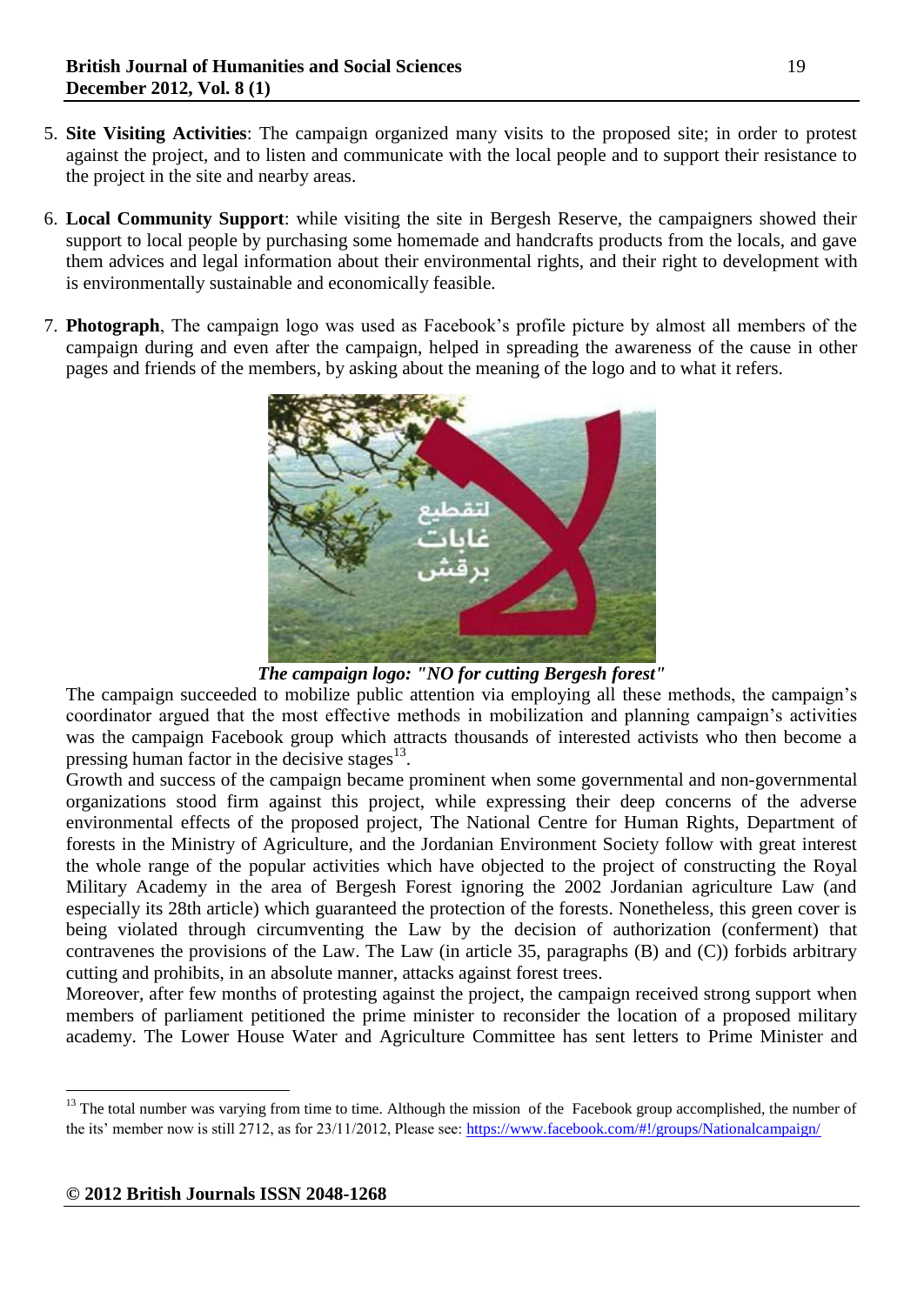5. **Site Visiting Activities**: The campaign organized many visits to the proposed site; in order to protest against the project, and to listen and communicate with the local people and to support their resistance to the project in the site and nearby areas.

6. **Local Community Support**: while visiting the site in Bergesh Reserve, the campaigners showed their support to local people by purchasing some homemade and handcrafts products from the locals, and gave them advices and legal information about their environmental rights, and their right to development with is environmentally sustainable and economically feasible.

7. **Photograph**, The campaign logo was used as Facebook's profile picture by almost all members of the campaign during and even after the campaign, helped in spreading the awareness of the cause in other pages and friends of the members, by asking about the meaning of the logo and to what it refers.

***The campaign logo: "NO for cutting Bergesh forest"***

The campaign succeeded to mobilize public attention via employing all these methods, the campaign's coordinator argued that the most effective methods in mobilization and planning campaign's activities was the campaign Facebook group which attracts thousands of interested activists who then become a pressing human factor in the decisive stages[13].

Growth and success of the campaign became prominent when some governmental and non-governmental organizations stood firm against this project, while expressing their deep concerns of the adverse environmental effects of the proposed project, The National Centre for Human Rights, Department of forests in the Ministry of Agriculture, and the Jordanian Environment Society follow with great interest the whole range of the popular activities which have objected to the project of constructing the Royal Military Academy in the area of Bergesh Forest ignoring the 2002 Jordanian agriculture Law (and especially its 28th article) which guaranteed the protection of the forests. Nonetheless, this green cover is being violated through circumventing the Law by the decision of authorization (conferment) that contravenes the provisions of the Law. The Law (in article 35, paragraphs (B) and (C)) forbids arbitrary cutting and prohibits, in an absolute manner, attacks against forest trees.

Moreover, after few months of protesting against the project, the campaign received strong support when members of parliament petitioned the prime minister to reconsider the location of a proposed military academy. The Lower House Water and Agriculture Committee has sent letters to Prime Minister and

---

[13] The total number was varying from time to time. Although the mission of the Facebook group accomplished, the number of the its' member now is still 2712, as for 23/11/2012, Please see: https://www.facebook.com/#!/groups/Nationalcampaign/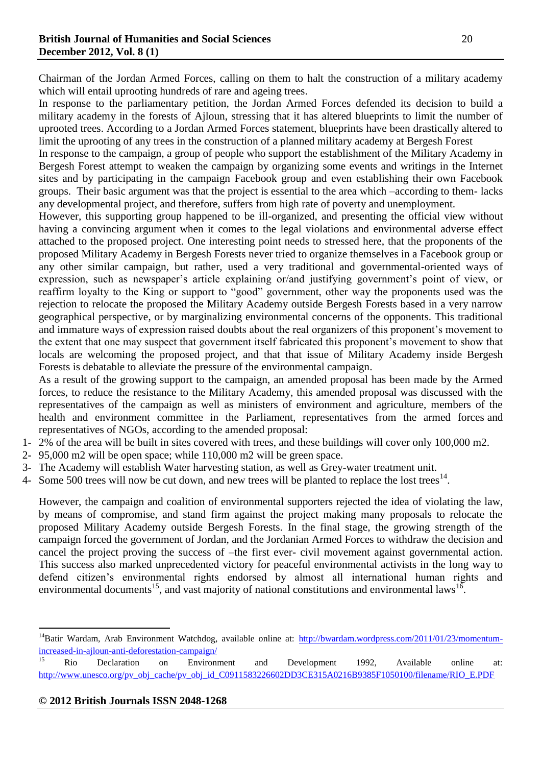Chairman of the Jordan Armed Forces, calling on them to halt the construction of a military academy which will entail uprooting hundreds of rare and ageing trees.

In response to the parliamentary petition, the Jordan Armed Forces defended its decision to build a military academy in the forests of Ajloun, stressing that it has altered blueprints to limit the number of uprooted trees. According to a Jordan Armed Forces statement, blueprints have been drastically altered to limit the uprooting of any trees in the construction of a planned military academy at Bergesh Forest

In response to the campaign, a group of people who support the establishment of the Military Academy in Bergesh Forest attempt to weaken the campaign by organizing some events and writings in the Internet sites and by participating in the campaign Facebook group and even establishing their own Facebook groups. Their basic argument was that the project is essential to the area which –according to them- lacks any developmental project, and therefore, suffers from high rate of poverty and unemployment.

However, this supporting group happened to be ill-organized, and presenting the official view without having a convincing argument when it comes to the legal violations and environmental adverse effect attached to the proposed project. One interesting point needs to stressed here, that the proponents of the proposed Military Academy in Bergesh Forests never tried to organize themselves in a Facebook group or any other similar campaign, but rather, used a very traditional and governmental-oriented ways of expression, such as newspaper's article explaining or/and justifying government's point of view, or reaffirm loyalty to the King or support to "good" government, other way the proponents used was the rejection to relocate the proposed the Military Academy outside Bergesh Forests based in a very narrow geographical perspective, or by marginalizing environmental concerns of the opponents. This traditional and immature ways of expression raised doubts about the real organizers of this proponent's movement to the extent that one may suspect that government itself fabricated this proponent's movement to show that locals are welcoming the proposed project, and that that issue of Military Academy inside Bergesh Forests is debatable to alleviate the pressure of the environmental campaign.

As a result of the growing support to the campaign, an amended proposal has been made by the Armed forces, to reduce the resistance to the Military Academy, this amended proposal was discussed with the representatives of the campaign as well as ministers of environment and agriculture, members of the health and environment committee in the Parliament, representatives from the armed forces and representatives of NGOs, according to the amended proposal:

1- 2% of the area will be built in sites covered with trees, and these buildings will cover only 100,000 m2.
2- 95,000 m2 will be open space; while 110,000 m2 will be green space.
3- The Academy will establish Water harvesting station, as well as Grey-water treatment unit.
4- Some 500 trees will now be cut down, and new trees will be planted to replace the lost trees[14].

However, the campaign and coalition of environmental supporters rejected the idea of violating the law, by means of compromise, and stand firm against the project making many proposals to relocate the proposed Military Academy outside Bergesh Forests. In the final stage, the growing strength of the campaign forced the government of Jordan, and the Jordanian Armed Forces to withdraw the decision and cancel the project proving the success of –the first ever- civil movement against governmental action. This success also marked unprecedented victory for peaceful environmental activists in the long way to defend citizen's environmental rights endorsed by almost all international human rights and environmental documents[15], and vast majority of national constitutions and environmental laws[16].

---

[14] Batir Wardam, Arab Environment Watchdog, available online at: http://bwardam.wordpress.com/2011/01/23/momentum-increased-in-ajloun-anti-deforestation-campaign/

[15] Rio Declaration on Environment and Development 1992, Available online at: http://www.unesco.org/pv_obj_cache/pv_obj_id_C0911583226602DD3CE315A0216B9385F1050100/filename/RIO_E.PDF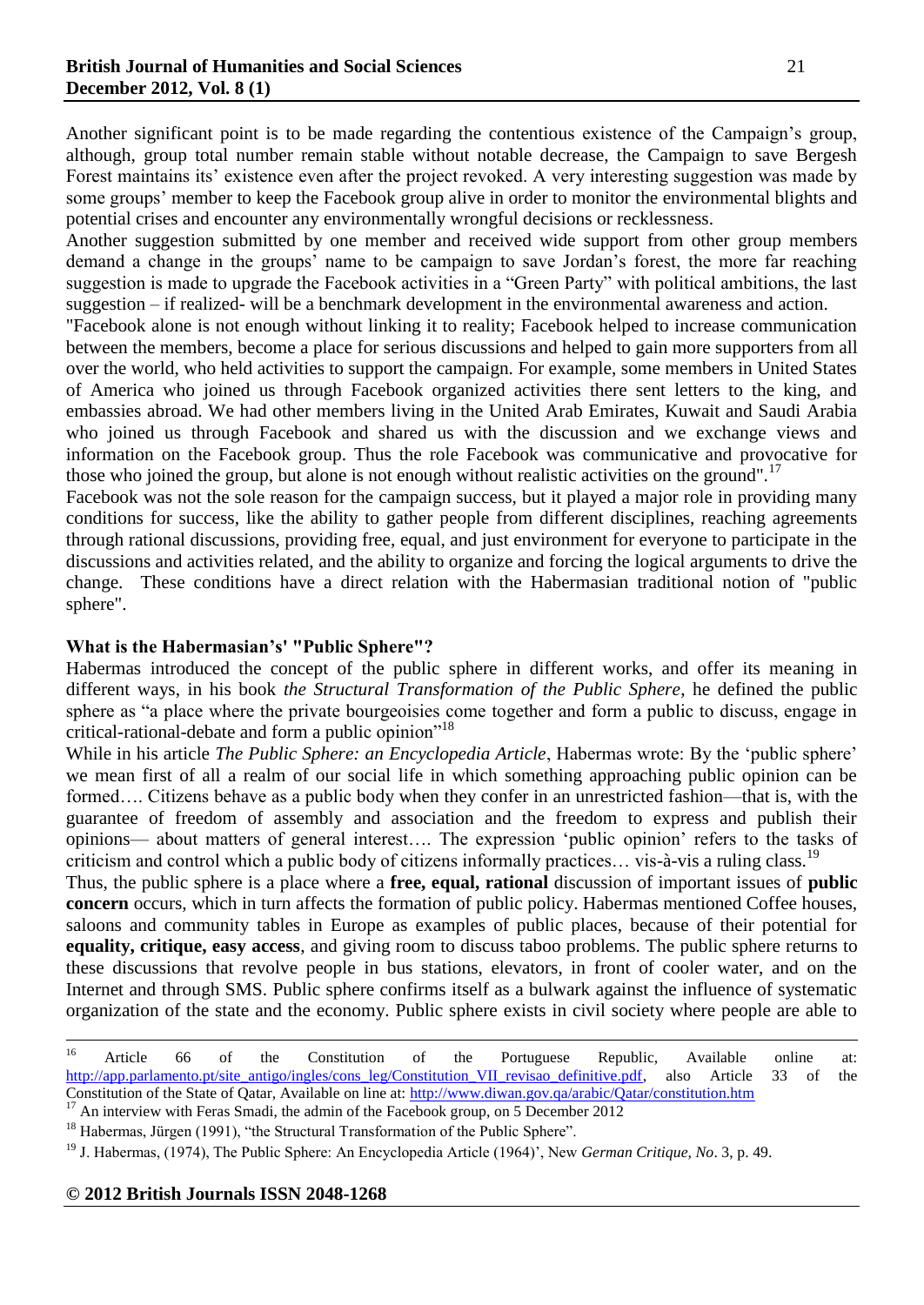Another significant point is to be made regarding the contentious existence of the Campaign's group, although, group total number remain stable without notable decrease, the Campaign to save Bergesh Forest maintains its' existence even after the project revoked. A very interesting suggestion was made by some groups' member to keep the Facebook group alive in order to monitor the environmental blights and potential crises and encounter any environmentally wrongful decisions or recklessness.

Another suggestion submitted by one member and received wide support from other group members demand a change in the groups' name to be campaign to save Jordan's forest, the more far reaching suggestion is made to upgrade the Facebook activities in a "Green Party" with political ambitions, the last suggestion – if realized- will be a benchmark development in the environmental awareness and action.

"Facebook alone is not enough without linking it to reality; Facebook helped to increase communication between the members, become a place for serious discussions and helped to gain more supporters from all over the world, who held activities to support the campaign. For example, some members in United States of America who joined us through Facebook organized activities there sent letters to the king, and embassies abroad. We had other members living in the United Arab Emirates, Kuwait and Saudi Arabia who joined us through Facebook and shared us with the discussion and we exchange views and information on the Facebook group. Thus the role Facebook was communicative and provocative for those who joined the group, but alone is not enough without realistic activities on the ground".[17]

Facebook was not the sole reason for the campaign success, but it played a major role in providing many conditions for success, like the ability to gather people from different disciplines, reaching agreements through rational discussions, providing free, equal, and just environment for everyone to participate in the discussions and activities related, and the ability to organize and forcing the logical arguments to drive the change. These conditions have a direct relation with the Habermasian traditional notion of "public sphere".

**What is the Habermasian's' "Public Sphere"?**

Habermas introduced the concept of the public sphere in different works, and offer its meaning in different ways, in his book *the Structural Transformation of the Public Sphere*, he defined the public sphere as "a place where the private bourgeoisies come together and form a public to discuss, engage in critical-rational-debate and form a public opinion"[18]

While in his article *The Public Sphere: an Encyclopedia Article*, Habermas wrote: By the 'public sphere' we mean first of all a realm of our social life in which something approaching public opinion can be formed…. Citizens behave as a public body when they confer in an unrestricted fashion—that is, with the guarantee of freedom of assembly and association and the freedom to express and publish their opinions— about matters of general interest…. The expression 'public opinion' refers to the tasks of criticism and control which a public body of citizens informally practices… vis-à-vis a ruling class.[19]

Thus, the public sphere is a place where a **free, equal, rational** discussion of important issues of **public concern** occurs, which in turn affects the formation of public policy. Habermas mentioned Coffee houses, saloons and community tables in Europe as examples of public places, because of their potential for **equality, critique, easy access**, and giving room to discuss taboo problems. The public sphere returns to these discussions that revolve people in bus stations, elevators, in front of cooler water, and on the Internet and through SMS. Public sphere confirms itself as a bulwark against the influence of systematic organization of the state and the economy. Public sphere exists in civil society where people are able to

---

[16] Article 66 of the Constitution of the Portuguese Republic, Available online at: http://app.parlamento.pt/site_antigo/ingles/cons_leg/Constitution_VII_revisao_definitive.pdf, also Article 33 of the Constitution of the State of Qatar, Available on line at: http://www.diwan.gov.qa/arabic/Qatar/constitution.htm

[17] An interview with Feras Smadi, the admin of the Facebook group, on 5 December 2012

[18] Habermas, Jürgen (1991), "the Structural Transformation of the Public Sphere".

[19] J. Habermas, (1974), The Public Sphere: An Encyclopedia Article (1964)', New *German Critique, No*. 3, p. 49.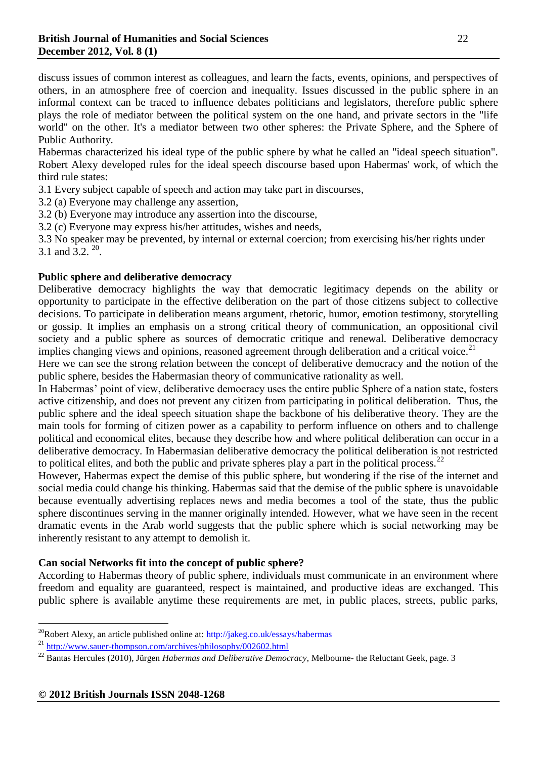discuss issues of common interest as colleagues, and learn the facts, events, opinions, and perspectives of others, in an atmosphere free of coercion and inequality. Issues discussed in the public sphere in an informal context can be traced to influence debates politicians and legislators, therefore public sphere plays the role of mediator between the political system on the one hand, and private sectors in the "life world" on the other. It's a mediator between two other spheres: the Private Sphere, and the Sphere of Public Authority.

Habermas characterized his ideal type of the public sphere by what he called an "ideal speech situation". Robert Alexy developed rules for the ideal speech discourse based upon Habermas' work, of which the third rule states:

3.1 Every subject capable of speech and action may take part in discourses,

3.2 (a) Everyone may challenge any assertion,

3.2 (b) Everyone may introduce any assertion into the discourse,

3.2 (c) Everyone may express his/her attitudes, wishes and needs,

3.3 No speaker may be prevented, by internal or external coercion; from exercising his/her rights under 3.1 and 3.2. [20].

**Public sphere and deliberative democracy**

Deliberative democracy highlights the way that democratic legitimacy depends on the ability or opportunity to participate in the effective deliberation on the part of those citizens subject to collective decisions. To participate in deliberation means argument, rhetoric, humor, emotion testimony, storytelling or gossip. It implies an emphasis on a strong critical theory of communication, an oppositional civil society and a public sphere as sources of democratic critique and renewal. Deliberative democracy implies changing views and opinions, reasoned agreement through deliberation and a critical voice.[21]

Here we can see the strong relation between the concept of deliberative democracy and the notion of the public sphere, besides the Habermasian theory of communicative rationality as well.

In Habermas' point of view, deliberative democracy uses the entire public Sphere of a nation state, fosters active citizenship, and does not prevent any citizen from participating in political deliberation. Thus, the public sphere and the ideal speech situation shape the backbone of his deliberative theory. They are the main tools for forming of citizen power as a capability to perform influence on others and to challenge political and economical elites, because they describe how and where political deliberation can occur in a deliberative democracy. In Habermasian deliberative democracy the political deliberation is not restricted to political elites, and both the public and private spheres play a part in the political process.[22]

However, Habermas expect the demise of this public sphere, but wondering if the rise of the internet and social media could change his thinking. Habermas said that the demise of the public sphere is unavoidable because eventually advertising replaces news and media becomes a tool of the state, thus the public sphere discontinues serving in the manner originally intended. However, what we have seen in the recent dramatic events in the Arab world suggests that the public sphere which is social networking may be inherently resistant to any attempt to demolish it.

**Can social Networks fit into the concept of public sphere?**

According to Habermas theory of public sphere, individuals must communicate in an environment where freedom and equality are guaranteed, respect is maintained, and productive ideas are exchanged. This public sphere is available anytime these requirements are met, in public places, streets, public parks,

---

[20] Robert Alexy, an article published online at: http://jakeg.co.uk/essays/habermas

[21] http://www.sauer-thompson.com/archives/philosophy/002602.html

[22] Bantas Hercules (2010), Jürgen *Habermas and Deliberative Democracy*, Melbourne- the Reluctant Geek, page. 3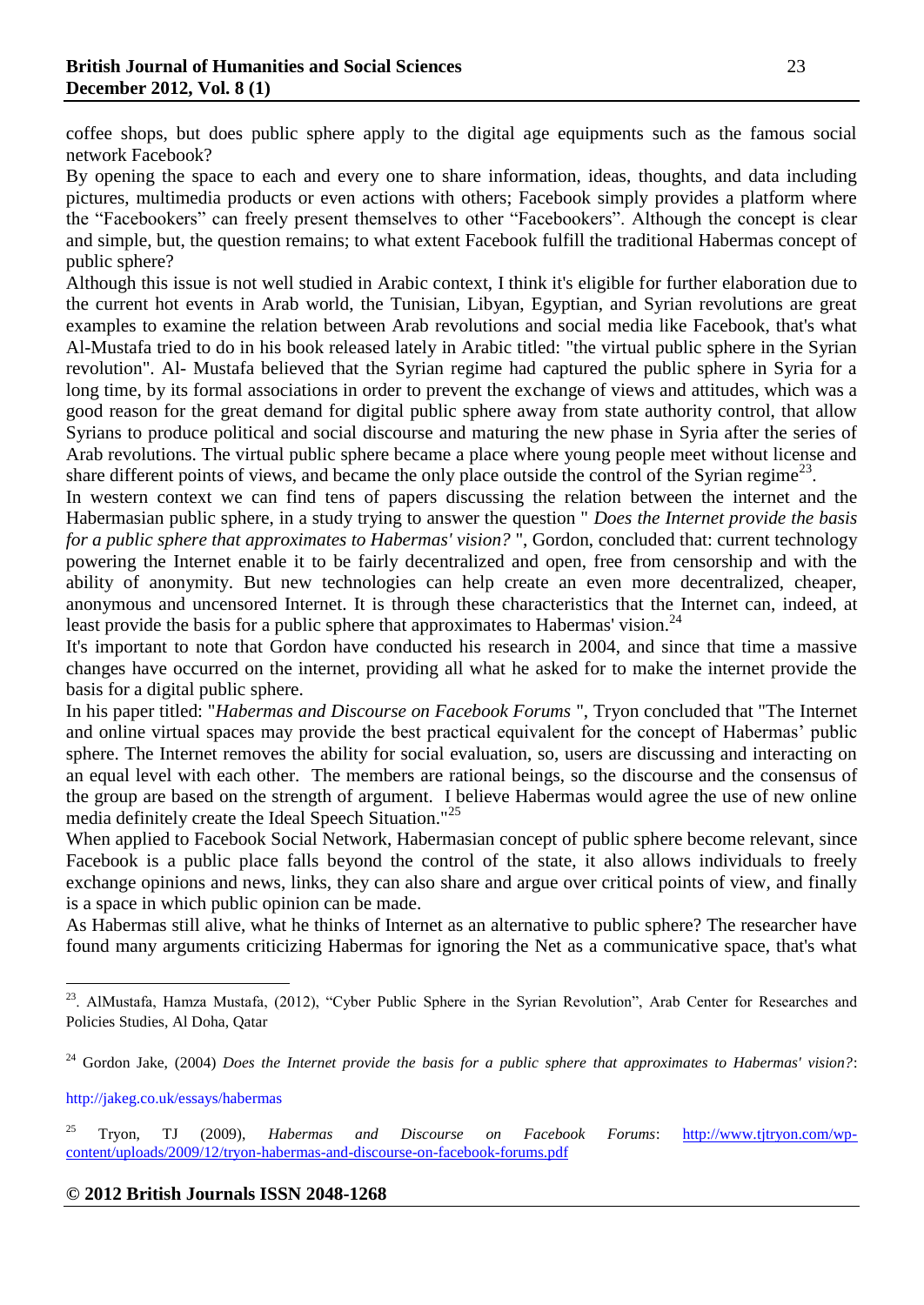coffee shops, but does public sphere apply to the digital age equipments such as the famous social network Facebook?

By opening the space to each and every one to share information, ideas, thoughts, and data including pictures, multimedia products or even actions with others; Facebook simply provides a platform where the "Facebookers" can freely present themselves to other "Facebookers". Although the concept is clear and simple, but, the question remains; to what extent Facebook fulfill the traditional Habermas concept of public sphere?

Although this issue is not well studied in Arabic context, I think it's eligible for further elaboration due to the current hot events in Arab world, the Tunisian, Libyan, Egyptian, and Syrian revolutions are great examples to examine the relation between Arab revolutions and social media like Facebook, that's what Al-Mustafa tried to do in his book released lately in Arabic titled: "the virtual public sphere in the Syrian revolution". Al- Mustafa believed that the Syrian regime had captured the public sphere in Syria for a long time, by its formal associations in order to prevent the exchange of views and attitudes, which was a good reason for the great demand for digital public sphere away from state authority control, that allow Syrians to produce political and social discourse and maturing the new phase in Syria after the series of Arab revolutions. The virtual public sphere became a place where young people meet without license and share different points of views, and became the only place outside the control of the Syrian regime[23].

In western context we can find tens of papers discussing the relation between the internet and the Habermasian public sphere, in a study trying to answer the question " *Does the Internet provide the basis for a public sphere that approximates to Habermas' vision?* ", Gordon, concluded that: current technology powering the Internet enable it to be fairly decentralized and open, free from censorship and with the ability of anonymity. But new technologies can help create an even more decentralized, cheaper, anonymous and uncensored Internet. It is through these characteristics that the Internet can, indeed, at least provide the basis for a public sphere that approximates to Habermas' vision.[24]

It's important to note that Gordon have conducted his research in 2004, and since that time a massive changes have occurred on the internet, providing all what he asked for to make the internet provide the basis for a digital public sphere.

In his paper titled: "*Habermas and Discourse on Facebook Forums* ", Tryon concluded that "The Internet and online virtual spaces may provide the best practical equivalent for the concept of Habermas' public sphere. The Internet removes the ability for social evaluation, so, users are discussing and interacting on an equal level with each other. The members are rational beings, so the discourse and the consensus of the group are based on the strength of argument. I believe Habermas would agree the use of new online media definitely create the Ideal Speech Situation."[25]

When applied to Facebook Social Network, Habermasian concept of public sphere become relevant, since Facebook is a public place falls beyond the control of the state, it also allows individuals to freely exchange opinions and news, links, they can also share and argue over critical points of view, and finally is a space in which public opinion can be made.

As Habermas still alive, what he thinks of Internet as an alternative to public sphere? The researcher have found many arguments criticizing Habermas for ignoring the Net as a communicative space, that's what

---

[23]. AlMustafa, Hamza Mustafa, (2012), "Cyber Public Sphere in the Syrian Revolution", Arab Center for Researches and Policies Studies, Al Doha, Qatar

[24] Gordon Jake, (2004) *Does the Internet provide the basis for a public sphere that approximates to Habermas' vision?*: http://jakeg.co.uk/essays/habermas

[25] Tryon, TJ (2009), *Habermas and Discourse on Facebook Forums*: http://www.tjtryon.com/wp-content/uploads/2009/12/tryon-habermas-and-discourse-on-facebook-forums.pdf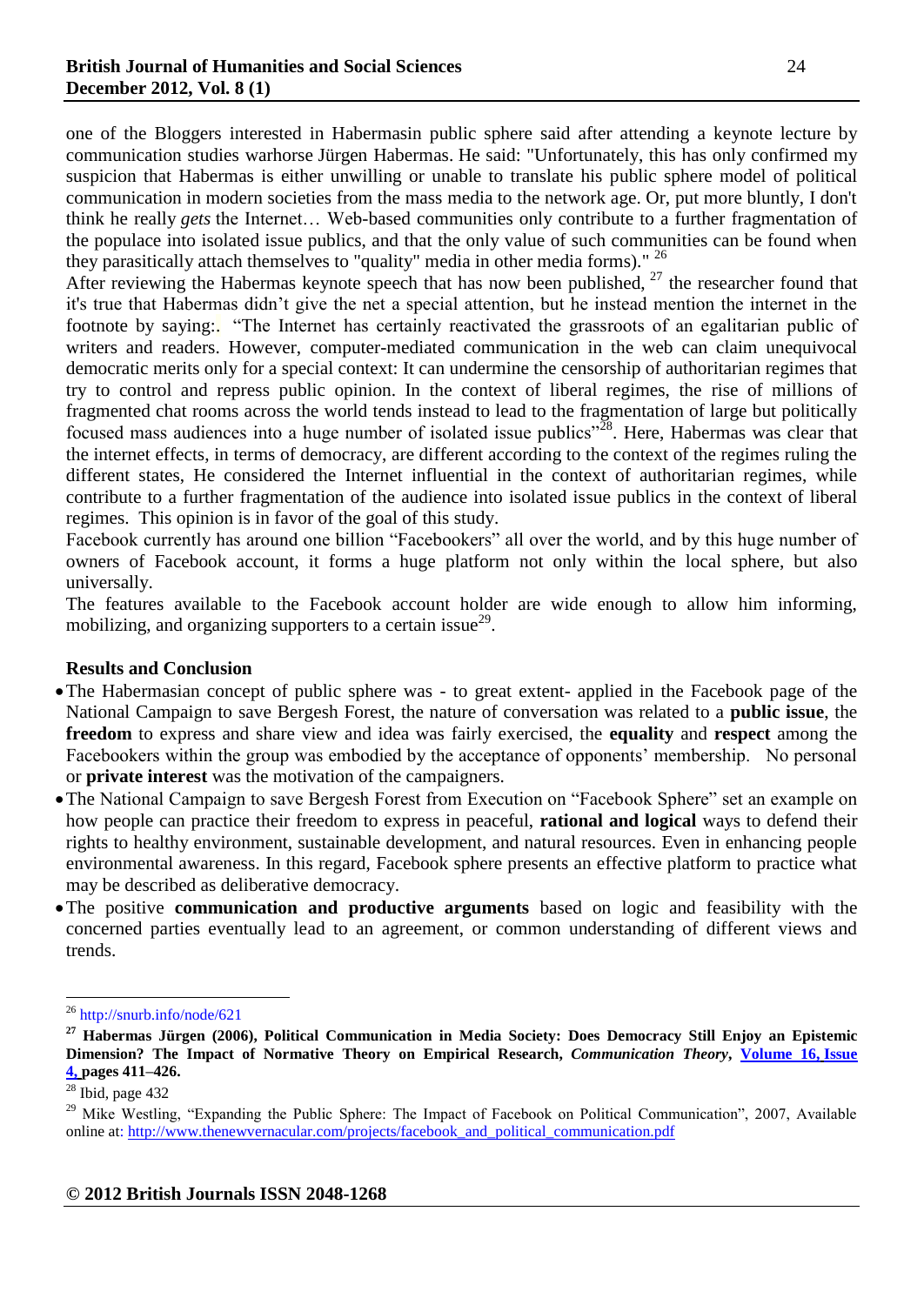one of the Bloggers interested in Habermasin public sphere said after attending a keynote lecture by communication studies warhorse Jürgen Habermas. He said: "Unfortunately, this has only confirmed my suspicion that Habermas is either unwilling or unable to translate his public sphere model of political communication in modern societies from the mass media to the network age. Or, put more bluntly, I don't think he really *gets* the Internet… Web-based communities only contribute to a further fragmentation of the populace into isolated issue publics, and that the only value of such communities can be found when they parasitically attach themselves to "quality" media in other media forms)." [26]

After reviewing the Habermas keynote speech that has now been published, [27] the researcher found that it's true that Habermas didn't give the net a special attention, but he instead mention the internet in the footnote by saying:. "The Internet has certainly reactivated the grassroots of an egalitarian public of writers and readers. However, computer-mediated communication in the web can claim unequivocal democratic merits only for a special context: It can undermine the censorship of authoritarian regimes that try to control and repress public opinion. In the context of liberal regimes, the rise of millions of fragmented chat rooms across the world tends instead to lead to the fragmentation of large but politically focused mass audiences into a huge number of isolated issue publics"[28]. Here, Habermas was clear that the internet effects, in terms of democracy, are different according to the context of the regimes ruling the different states, He considered the Internet influential in the context of authoritarian regimes, while contribute to a further fragmentation of the audience into isolated issue publics in the context of liberal regimes. This opinion is in favor of the goal of this study.

Facebook currently has around one billion "Facebookers" all over the world, and by this huge number of owners of Facebook account, it forms a huge platform not only within the local sphere, but also universally.

The features available to the Facebook account holder are wide enough to allow him informing, mobilizing, and organizing supporters to a certain issue[29].

## Results and Conclusion

- The Habermasian concept of public sphere was - to great extent- applied in the Facebook page of the National Campaign to save Bergesh Forest, the nature of conversation was related to a **public issue**, the **freedom** to express and share view and idea was fairly exercised, the **equality** and **respect** among the Facebookers within the group was embodied by the acceptance of opponents' membership. No personal or **private interest** was the motivation of the campaigners.
- The National Campaign to save Bergesh Forest from Execution on "Facebook Sphere" set an example on how people can practice their freedom to express in peaceful, **rational and logical** ways to defend their rights to healthy environment, sustainable development, and natural resources. Even in enhancing people environmental awareness. In this regard, Facebook sphere presents an effective platform to practice what may be described as deliberative democracy.
- The positive **communication and productive arguments** based on logic and feasibility with the concerned parties eventually lead to an agreement, or common understanding of different views and trends.

---

[26] http://snurb.info/node/621

**[27] Habermas Jürgen (2006), Political Communication in Media Society: Does Democracy Still Enjoy an Epistemic Dimension? The Impact of Normative Theory on Empirical Research, *Communication Theory*, Volume 16, Issue 4, pages 411–426.**

[28] Ibid, page 432

[29] Mike Westling, "Expanding the Public Sphere: The Impact of Facebook on Political Communication", 2007, Available online at: http://www.thenewvernacular.com/projects/facebook_and_political_communication.pdf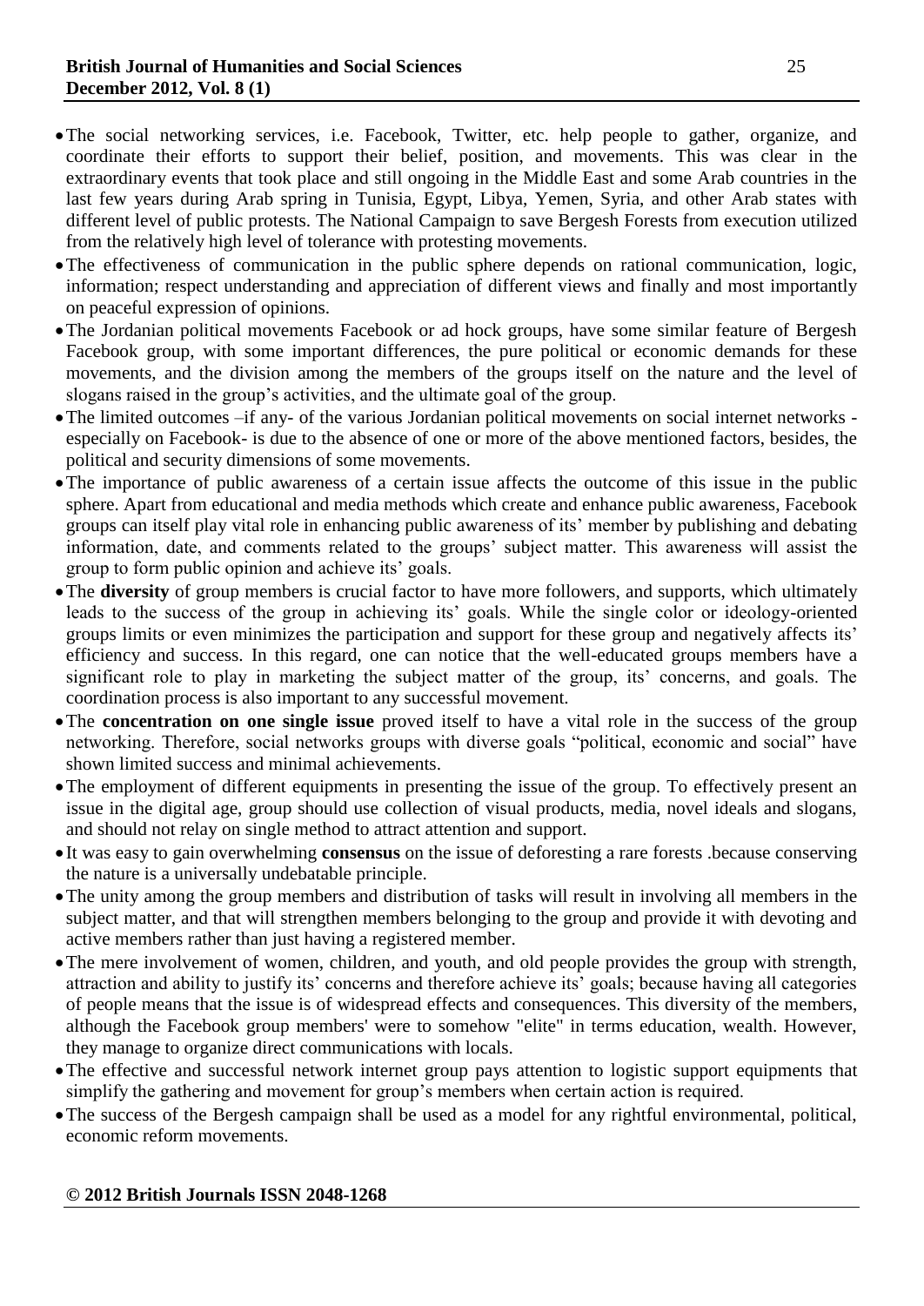- The social networking services, i.e. Facebook, Twitter, etc. help people to gather, organize, and coordinate their efforts to support their belief, position, and movements. This was clear in the extraordinary events that took place and still ongoing in the Middle East and some Arab countries in the last few years during Arab spring in Tunisia, Egypt, Libya, Yemen, Syria, and other Arab states with different level of public protests. The National Campaign to save Bergesh Forests from execution utilized from the relatively high level of tolerance with protesting movements.
- The effectiveness of communication in the public sphere depends on rational communication, logic, information; respect understanding and appreciation of different views and finally and most importantly on peaceful expression of opinions.
- The Jordanian political movements Facebook or ad hock groups, have some similar feature of Bergesh Facebook group, with some important differences, the pure political or economic demands for these movements, and the division among the members of the groups itself on the nature and the level of slogans raised in the group's activities, and the ultimate goal of the group.
- The limited outcomes –if any- of the various Jordanian political movements on social internet networks - especially on Facebook- is due to the absence of one or more of the above mentioned factors, besides, the political and security dimensions of some movements.
- The importance of public awareness of a certain issue affects the outcome of this issue in the public sphere. Apart from educational and media methods which create and enhance public awareness, Facebook groups can itself play vital role in enhancing public awareness of its' member by publishing and debating information, date, and comments related to the groups' subject matter. This awareness will assist the group to form public opinion and achieve its' goals.
- The **diversity** of group members is crucial factor to have more followers, and supports, which ultimately leads to the success of the group in achieving its' goals. While the single color or ideology-oriented groups limits or even minimizes the participation and support for these group and negatively affects its' efficiency and success. In this regard, one can notice that the well-educated groups members have a significant role to play in marketing the subject matter of the group, its' concerns, and goals. The coordination process is also important to any successful movement.
- The **concentration on one single issue** proved itself to have a vital role in the success of the group networking. Therefore, social networks groups with diverse goals "political, economic and social" have shown limited success and minimal achievements.
- The employment of different equipments in presenting the issue of the group. To effectively present an issue in the digital age, group should use collection of visual products, media, novel ideals and slogans, and should not relay on single method to attract attention and support.
- It was easy to gain overwhelming **consensus** on the issue of deforesting a rare forests .because conserving the nature is a universally undebatable principle.
- The unity among the group members and distribution of tasks will result in involving all members in the subject matter, and that will strengthen members belonging to the group and provide it with devoting and active members rather than just having a registered member.
- The mere involvement of women, children, and youth, and old people provides the group with strength, attraction and ability to justify its' concerns and therefore achieve its' goals; because having all categories of people means that the issue is of widespread effects and consequences. This diversity of the members, although the Facebook group members' were to somehow "elite" in terms education, wealth. However, they manage to organize direct communications with locals.
- The effective and successful network internet group pays attention to logistic support equipments that simplify the gathering and movement for group's members when certain action is required.
- The success of the Bergesh campaign shall be used as a model for any rightful environmental, political, economic reform movements.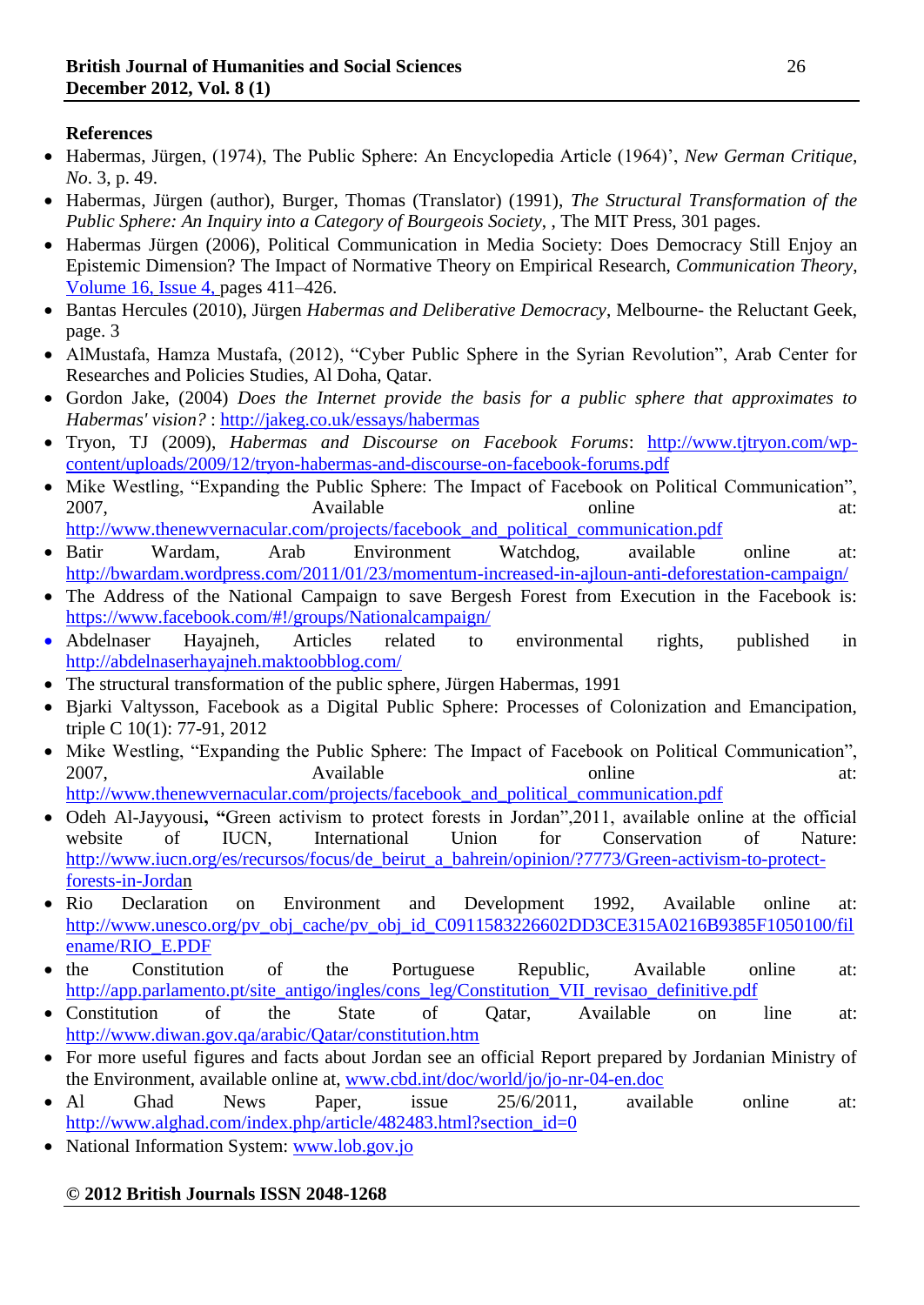**References**

- Habermas, Jürgen, (1974), The Public Sphere: An Encyclopedia Article (1964)', *New German Critique*, *No*. 3, p. 49.
- Habermas, Jürgen (author), Burger, Thomas (Translator) (1991), *The Structural Transformation of the Public Sphere: An Inquiry into a Category of Bourgeois Society*, , The MIT Press, 301 pages.
- Habermas Jürgen (2006), Political Communication in Media Society: Does Democracy Still Enjoy an Epistemic Dimension? The Impact of Normative Theory on Empirical Research, *Communication Theory*, Volume 16, Issue 4, pages 411–426.
- Bantas Hercules (2010), Jürgen *Habermas and Deliberative Democracy*, Melbourne- the Reluctant Geek, page. 3
- AlMustafa, Hamza Mustafa, (2012), "Cyber Public Sphere in the Syrian Revolution", Arab Center for Researches and Policies Studies, Al Doha, Qatar.
- Gordon Jake, (2004) *Does the Internet provide the basis for a public sphere that approximates to Habermas' vision?* : http://jakeg.co.uk/essays/habermas
- Tryon, TJ (2009), *Habermas and Discourse on Facebook Forums*: http://www.tjtryon.com/wp-content/uploads/2009/12/tryon-habermas-and-discourse-on-facebook-forums.pdf
- Mike Westling, "Expanding the Public Sphere: The Impact of Facebook on Political Communication", 2007, Available online at: http://www.thenewvernacular.com/projects/facebook_and_political_communication.pdf
- Batir Wardam, Arab Environment Watchdog, available online at: http://bwardam.wordpress.com/2011/01/23/momentum-increased-in-ajloun-anti-deforestation-campaign/
- The Address of the National Campaign to save Bergesh Forest from Execution in the Facebook is: https://www.facebook.com/#!/groups/Nationalcampaign/
- Abdelnaser Hayajneh, Articles related to environmental rights, published in http://abdelnaserhayajneh.maktoobblog.com/
- The structural transformation of the public sphere, Jürgen Habermas, 1991
- Bjarki Valtysson, Facebook as a Digital Public Sphere: Processes of Colonization and Emancipation, triple C 10(1): 77-91, 2012
- Mike Westling, "Expanding the Public Sphere: The Impact of Facebook on Political Communication", 2007, Available online at: http://www.thenewvernacular.com/projects/facebook_and_political_communication.pdf
- Odeh Al-Jayyousi**, "**Green activism to protect forests in Jordan",2011, available online at the official website of IUCN, International Union for Conservation of Nature: http://www.iucn.org/es/recursos/focus/de_beirut_a_bahrein/opinion/?7773/Green-activism-to-protect-forests-in-Jordan
- Rio Declaration on Environment and Development 1992, Available online at: http://www.unesco.org/pv_obj_cache/pv_obj_id_C0911583226602DD3CE315A0216B9385F1050100/filename/RIO_E.PDF
- the Constitution of the Portuguese Republic, Available online at: http://app.parlamento.pt/site_antigo/ingles/cons_leg/Constitution_VII_revisao_definitive.pdf
- Constitution of the State of Qatar, Available on line at: http://www.diwan.gov.qa/arabic/Qatar/constitution.htm
- For more useful figures and facts about Jordan see an official Report prepared by Jordanian Ministry of the Environment, available online at, www.cbd.int/doc/world/jo/jo-nr-04-en.doc
- Al Ghad News Paper, issue 25/6/2011, available online at: http://www.alghad.com/index.php/article/482483.html?section_id=0
- National Information System: www.lob.gov.jo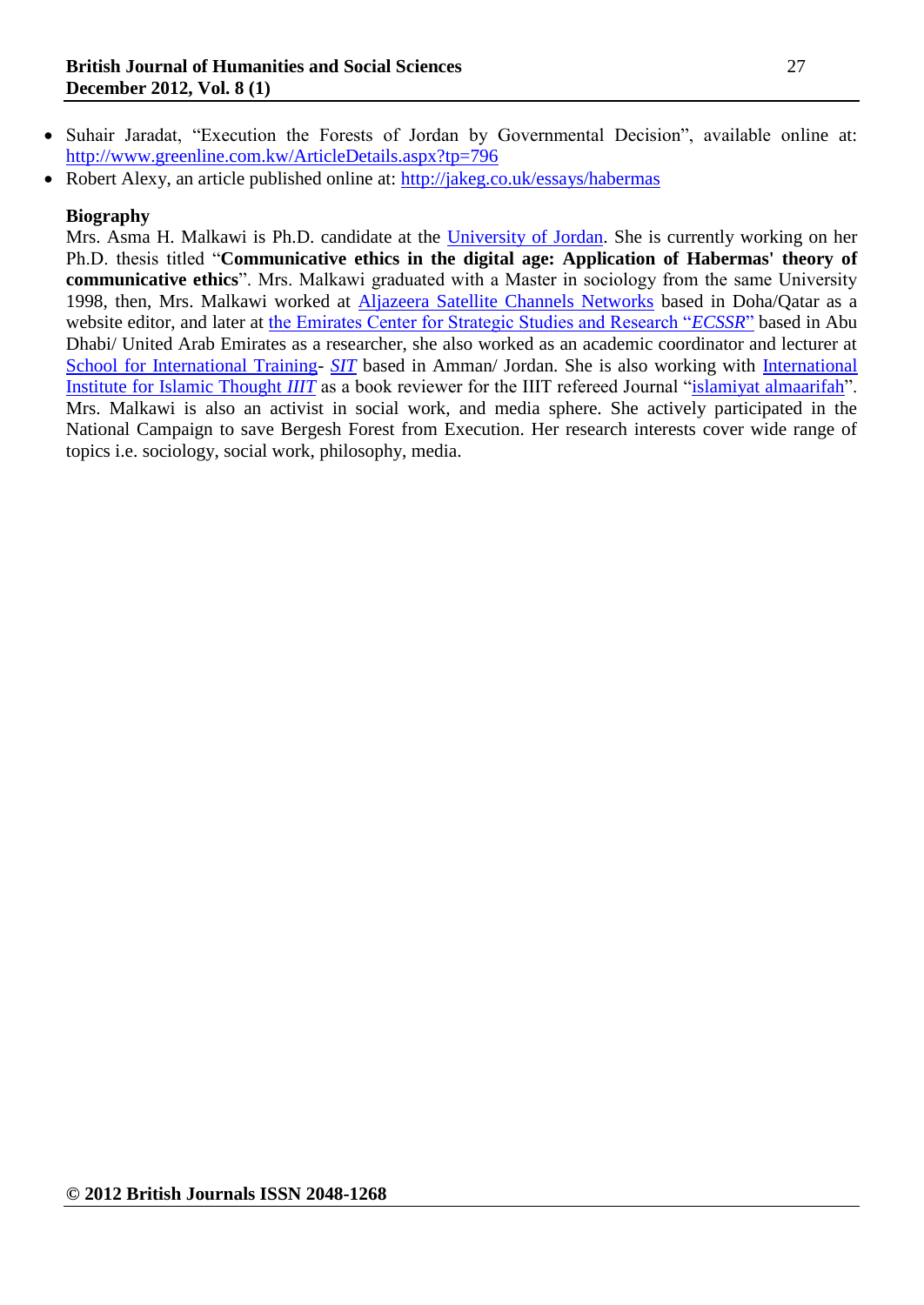- Suhair Jaradat, “Execution the Forests of Jordan by Governmental Decision”, available online at: http://www.greenline.com.kw/ArticleDetails.aspx?tp=796
- Robert Alexy, an article published online at: http://jakeg.co.uk/essays/habermas

**Biography**

Mrs. Asma H. Malkawi is Ph.D. candidate at the University of Jordan. She is currently working on her Ph.D. thesis titled “**Communicative ethics in the digital age: Application of Habermas' theory of communicative ethics**”. Mrs. Malkawi graduated with a Master in sociology from the same University 1998, then, Mrs. Malkawi worked at Aljazeera Satellite Channels Networks based in Doha/Qatar as a website editor, and later at the Emirates Center for Strategic Studies and Research “*ECSSR*” based in Abu Dhabi/ United Arab Emirates as a researcher, she also worked as an academic coordinator and lecturer at School for International Training- *SIT* based in Amman/ Jordan. She is also working with International Institute for Islamic Thought *IIIT* as a book reviewer for the IIIT refereed Journal “islamiyat almaarifah”. Mrs. Malkawi is also an activist in social work, and media sphere. She actively participated in the National Campaign to save Bergesh Forest from Execution. Her research interests cover wide range of topics i.e. sociology, social work, philosophy, media.